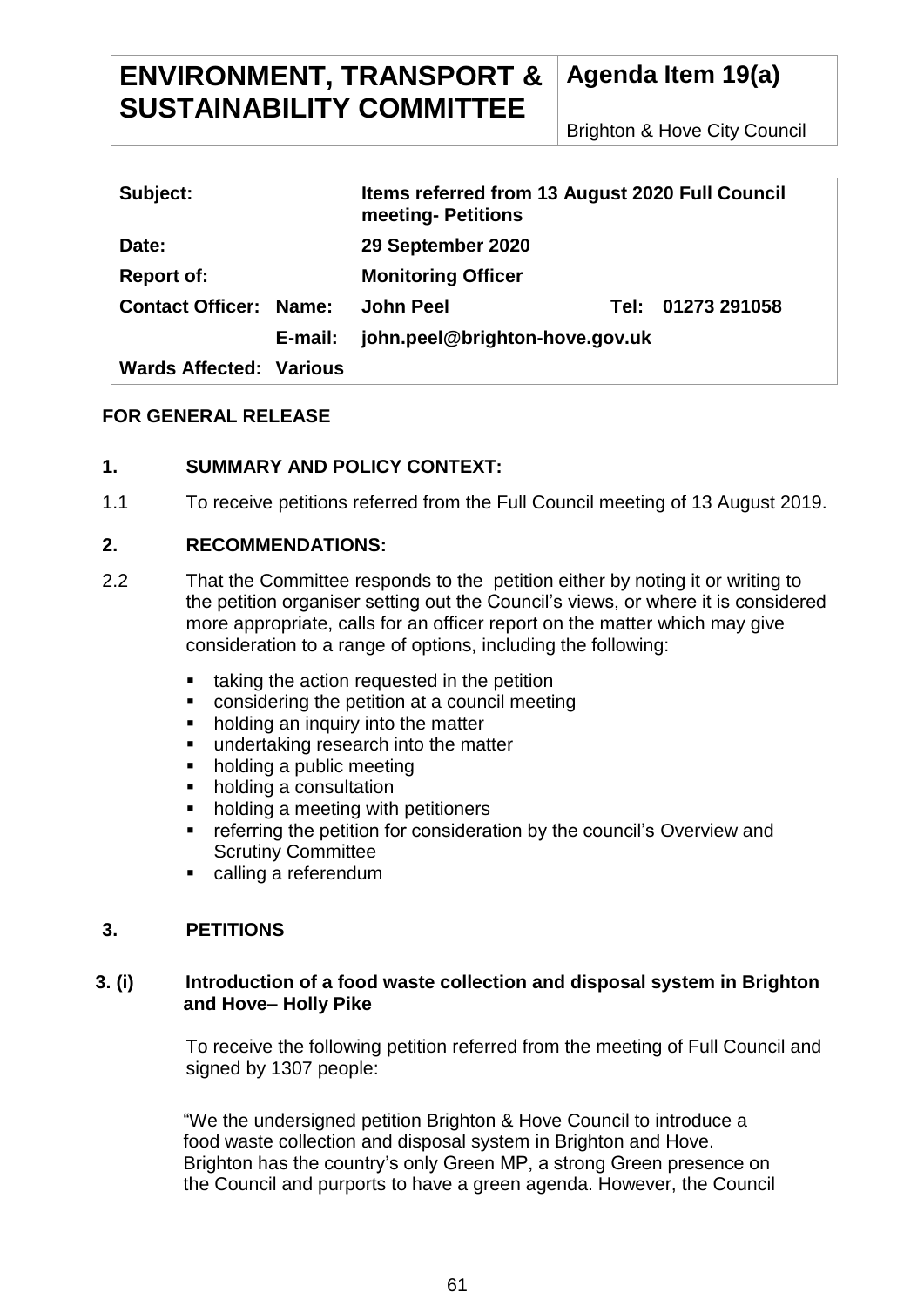# ENVIRONMENT, TRANSPORT & SUSTAINABILITY COMMITTEE

**Agenda Item 19(a)**

Brighton & Hove City Council

| | | | |
|---|---|---|---|
| **Subject:** | | **Items referred from 13 August 2020 Full Council meeting- Petitions** | |
| **Date:** | | **29 September 2020** | |
| **Report of:** | | **Monitoring Officer** | |
| **Contact Officer:** | **Name:** | **John Peel** | **Tel: 01273 291058** |
| | **E-mail:** | **john.peel@brighton-hove.gov.uk** | |
| **Wards Affected:** | **Various** | | |

**FOR GENERAL RELEASE**

## 1. SUMMARY AND POLICY CONTEXT:

1.1 To receive petitions referred from the Full Council meeting of 13 August 2019.

## 2. RECOMMENDATIONS:

2.2 That the Committee responds to the petition either by noting it or writing to the petition organiser setting out the Council's views, or where it is considered more appropriate, calls for an officer report on the matter which may give consideration to a range of options, including the following:

- taking the action requested in the petition
- considering the petition at a council meeting
- holding an inquiry into the matter
- undertaking research into the matter
- holding a public meeting
- holding a consultation
- holding a meeting with petitioners
- referring the petition for consideration by the council's Overview and Scrutiny Committee
- calling a referendum

## 3. PETITIONS

### 3. (i) Introduction of a food waste collection and disposal system in Brighton and Hove– Holly Pike

To receive the following petition referred from the meeting of Full Council and signed by 1307 people:

"We the undersigned petition Brighton & Hove Council to introduce a food waste collection and disposal system in Brighton and Hove. Brighton has the country's only Green MP, a strong Green presence on the Council and purports to have a green agenda. However, the Council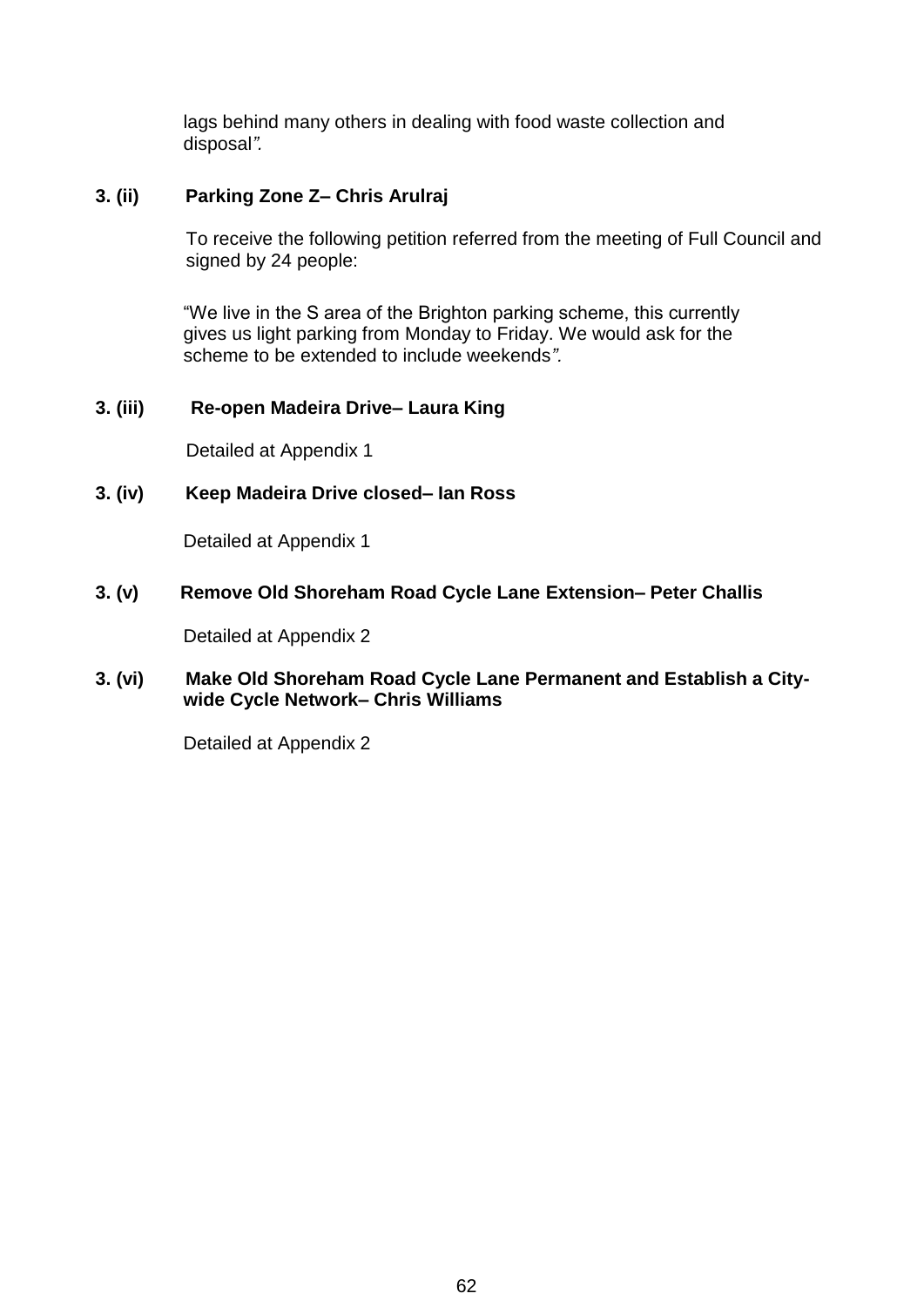lags behind many others in dealing with food waste collection and disposal*".*

**3. (ii) Parking Zone Z– Chris Arulraj**

To receive the following petition referred from the meeting of Full Council and signed by 24 people:

"We live in the S area of the Brighton parking scheme, this currently gives us light parking from Monday to Friday. We would ask for the scheme to be extended to include weekends*".*

**3. (iii) Re-open Madeira Drive– Laura King**

Detailed at Appendix 1

**3. (iv) Keep Madeira Drive closed– Ian Ross**

Detailed at Appendix 1

**3. (v) Remove Old Shoreham Road Cycle Lane Extension– Peter Challis**

Detailed at Appendix 2

**3. (vi) Make Old Shoreham Road Cycle Lane Permanent and Establish a City-wide Cycle Network– Chris Williams**

Detailed at Appendix 2